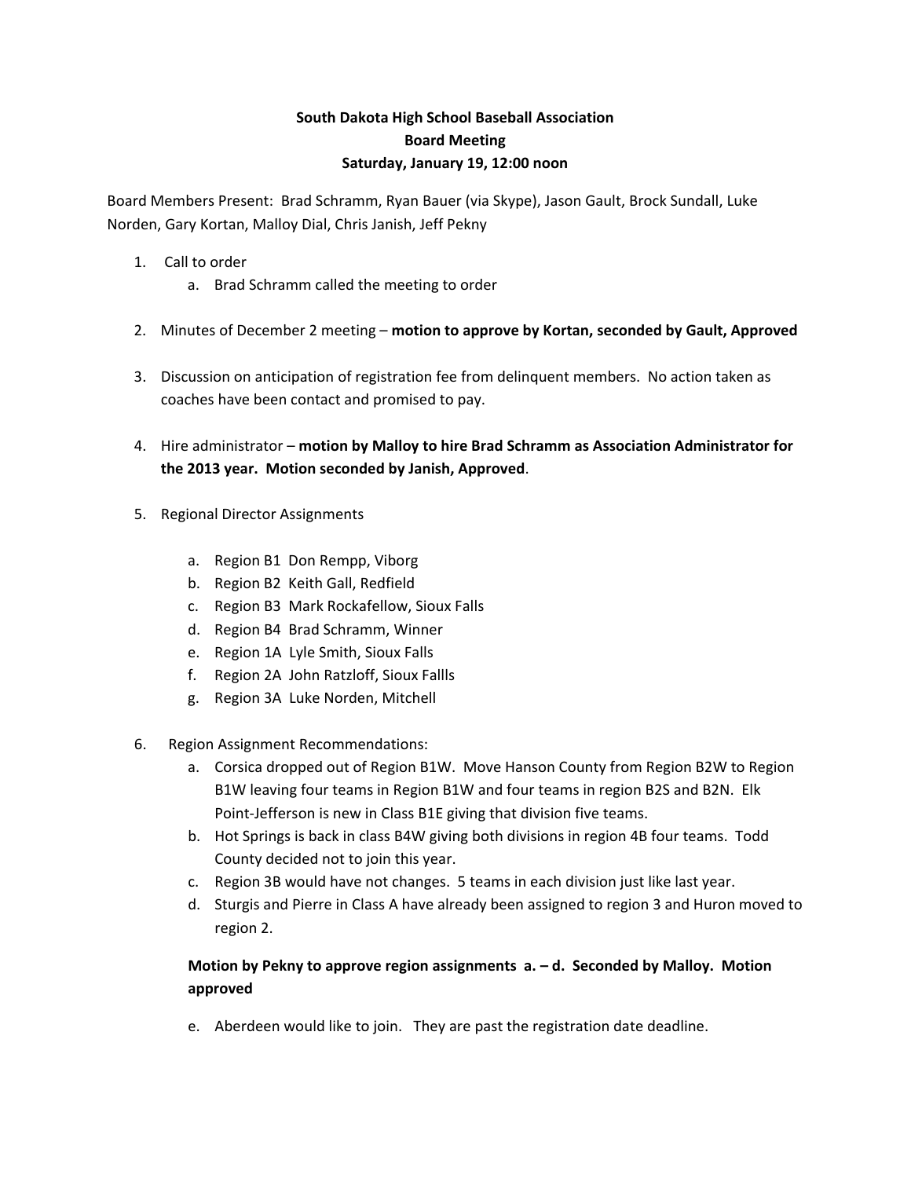**South Dakota High School Baseball Association**
**Board Meeting**
**Saturday, January 19, 12:00 noon**

Board Members Present: Brad Schramm, Ryan Bauer (via Skype), Jason Gault, Brock Sundall, Luke Norden, Gary Kortan, Malloy Dial, Chris Janish, Jeff Pekny

1. Call to order
    a. Brad Schramm called the meeting to order

2. Minutes of December 2 meeting – **motion to approve by Kortan, seconded by Gault, Approved**

3. Discussion on anticipation of registration fee from delinquent members. No action taken as coaches have been contact and promised to pay.

4. Hire administrator – **motion by Malloy to hire Brad Schramm as Association Administrator for the 2013 year. Motion seconded by Janish, Approved**.

5. Regional Director Assignments

    a. Region B1 Don Rempp, Viborg
    b. Region B2 Keith Gall, Redfield
    c. Region B3 Mark Rockafellow, Sioux Falls
    d. Region B4 Brad Schramm, Winner
    e. Region 1A Lyle Smith, Sioux Falls
    f. Region 2A John Ratzloff, Sioux Fallls
    g. Region 3A Luke Norden, Mitchell

6. Region Assignment Recommendations:
    a. Corsica dropped out of Region B1W. Move Hanson County from Region B2W to Region B1W leaving four teams in Region B1W and four teams in region B2S and B2N. Elk Point-Jefferson is new in Class B1E giving that division five teams.
    b. Hot Springs is back in class B4W giving both divisions in region 4B four teams. Todd County decided not to join this year.
    c. Region 3B would have not changes. 5 teams in each division just like last year.
    d. Sturgis and Pierre in Class A have already been assigned to region 3 and Huron moved to region 2.

    **Motion by Pekny to approve region assignments a. – d. Seconded by Malloy. Motion approved**

    e. Aberdeen would like to join. They are past the registration date deadline.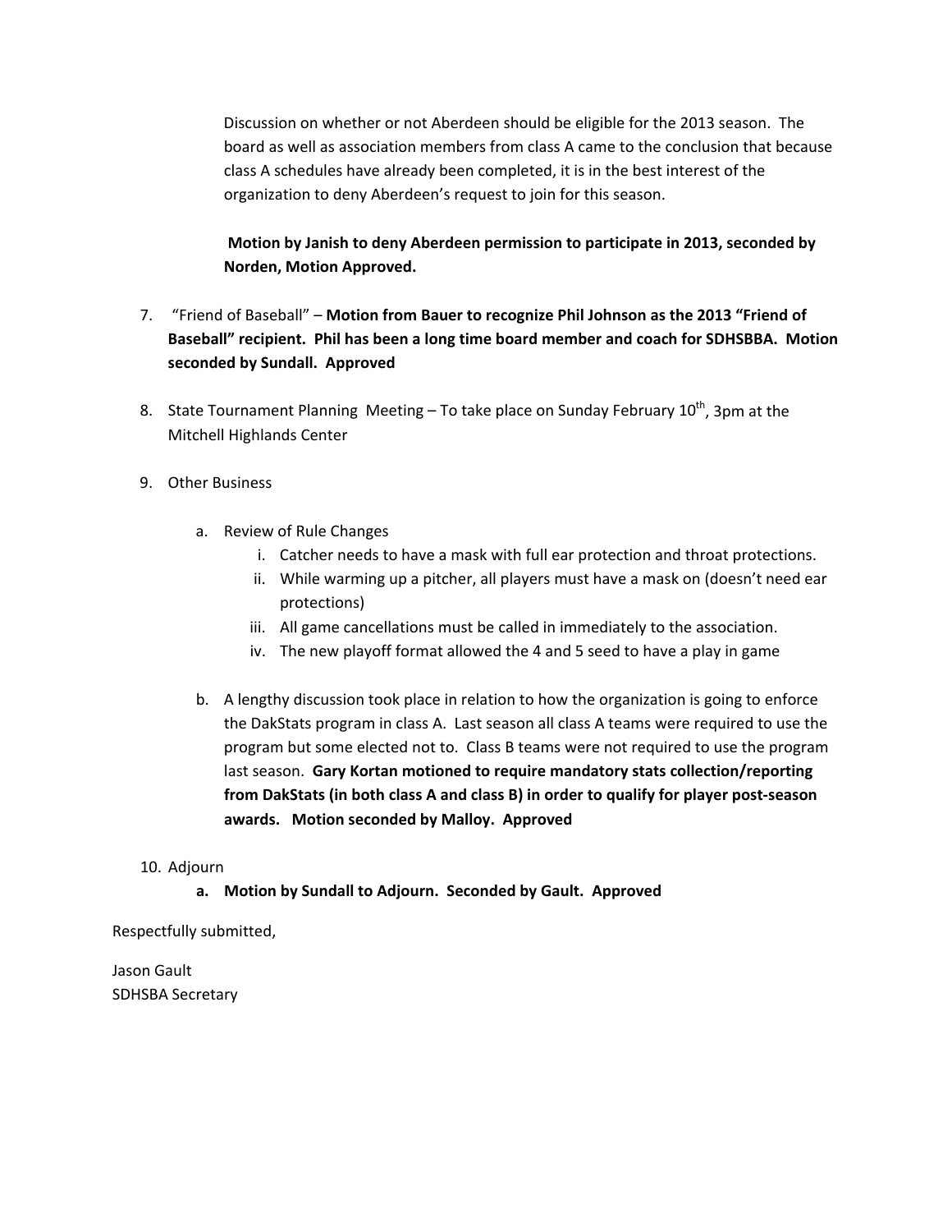Discussion on whether or not Aberdeen should be eligible for the 2013 season. The board as well as association members from class A came to the conclusion that because class A schedules have already been completed, it is in the best interest of the organization to deny Aberdeen's request to join for this season.

**Motion by Janish to deny Aberdeen permission to participate in 2013, seconded by Norden, Motion Approved.**

7. "Friend of Baseball" – **Motion from Bauer to recognize Phil Johnson as the 2013 "Friend of Baseball" recipient. Phil has been a long time board member and coach for SDHSBBA. Motion seconded by Sundall. Approved**

8. State Tournament Planning Meeting – To take place on Sunday February 10th, 3pm at the Mitchell Highlands Center

9. Other Business

   a. Review of Rule Changes
      i. Catcher needs to have a mask with full ear protection and throat protections.
      ii. While warming up a pitcher, all players must have a mask on (doesn't need ear protections)
      iii. All game cancellations must be called in immediately to the association.
      iv. The new playoff format allowed the 4 and 5 seed to have a play in game

   b. A lengthy discussion took place in relation to how the organization is going to enforce the DakStats program in class A. Last season all class A teams were required to use the program but some elected not to. Class B teams were not required to use the program last season. **Gary Kortan motioned to require mandatory stats collection/reporting from DakStats (in both class A and class B) in order to qualify for player post-season awards. Motion seconded by Malloy. Approved**

10. Adjourn

    a. **Motion by Sundall to Adjourn. Seconded by Gault. Approved**

Respectfully submitted,

Jason Gault
SDHSBA Secretary